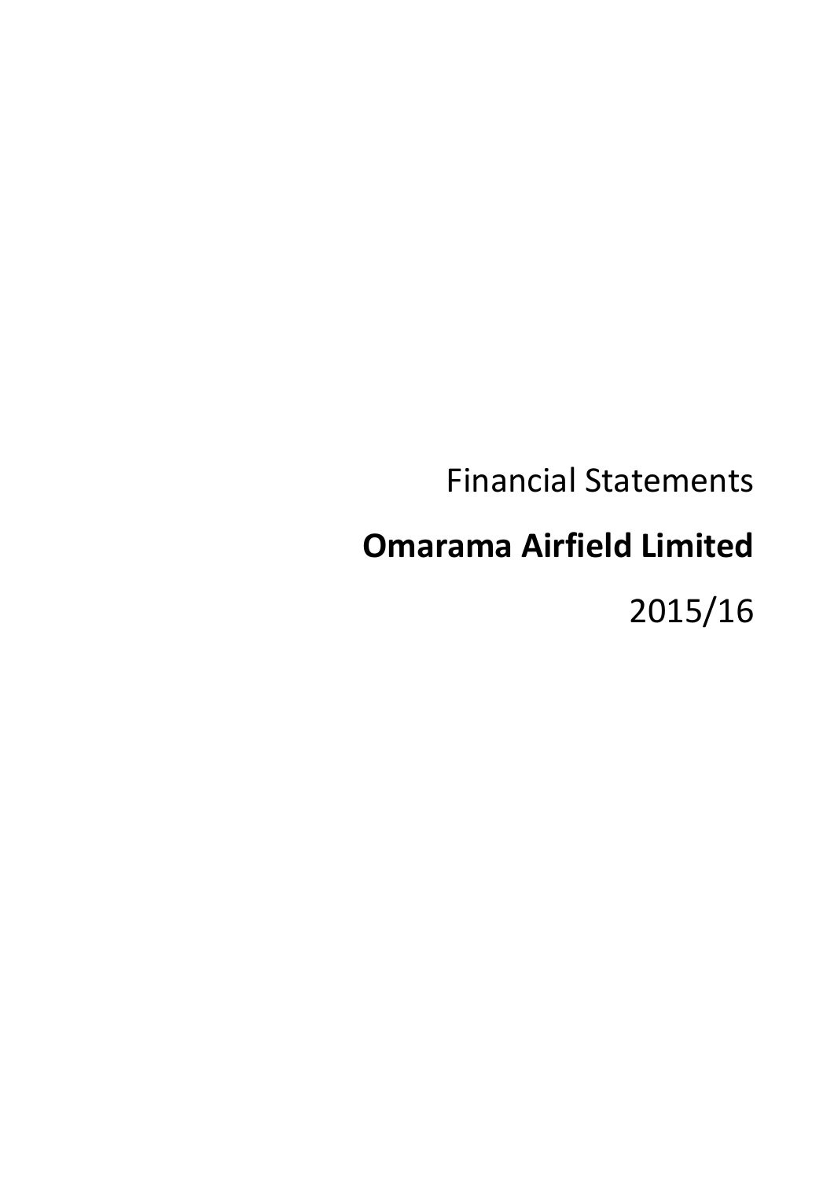Financial Statements

# Omarama Airfield Limited

2015/16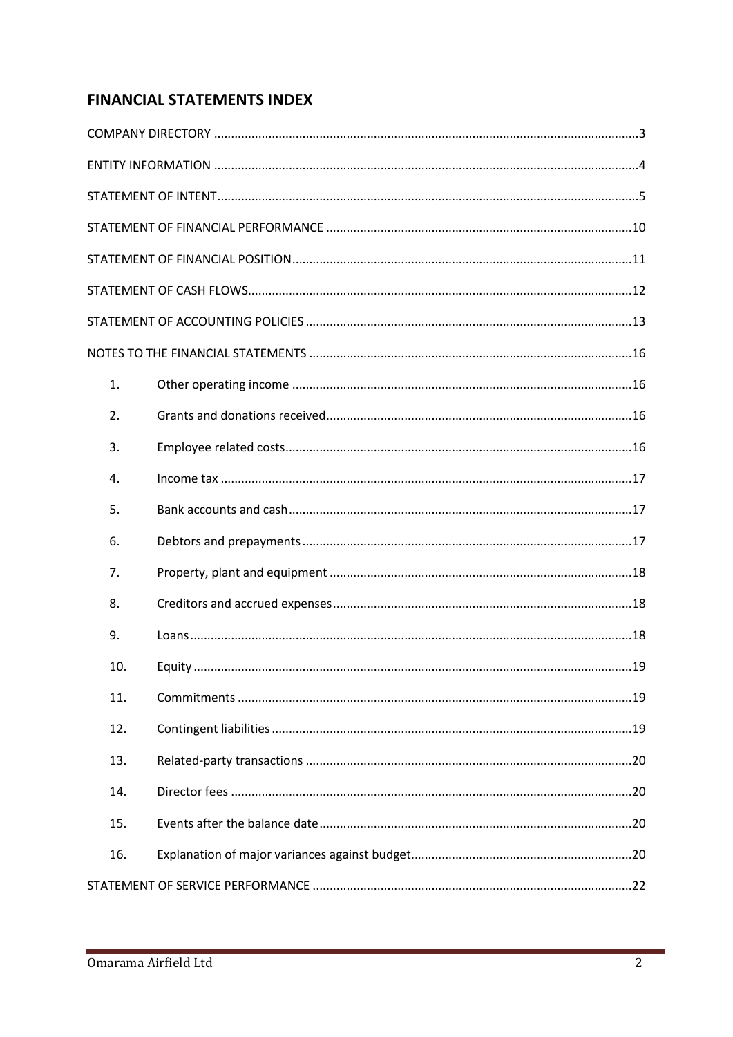## FINANCIAL STATEMENTS INDEX

COMPANY DIRECTORY ....................................................................................................................3

ENTITY INFORMATION ................................................................................................................4

STATEMENT OF INTENT...............................................................................................................5

STATEMENT OF FINANCIAL PERFORMANCE ..........................................................................10

STATEMENT OF FINANCIAL POSITION.....................................................................................11

STATEMENT OF CASH FLOWS...................................................................................................12

STATEMENT OF ACCOUNTING POLICIES ................................................................................13

NOTES TO THE FINANCIAL STATEMENTS ...............................................................................16

1. Other operating income ....................................................................................16
2. Grants and donations received..........................................................................16
3. Employee related costs.......................................................................................16
4. Income tax .........................................................................................................17
5. Bank accounts and cash......................................................................................17
6. Debtors and prepayments...................................................................................17
7. Property, plant and equipment ..........................................................................18
8. Creditors and accrued expenses.........................................................................18
9. Loans...................................................................................................................18
10. Equity .................................................................................................................19
11. Commitments .....................................................................................................19
12. Contingent liabilities...........................................................................................19
13. Related-party transactions .................................................................................20
14. Director fees .......................................................................................................20
15. Events after the balance date.............................................................................20
16. Explanation of major variances against budget..................................................20

STATEMENT OF SERVICE PERFORMANCE ...............................................................................22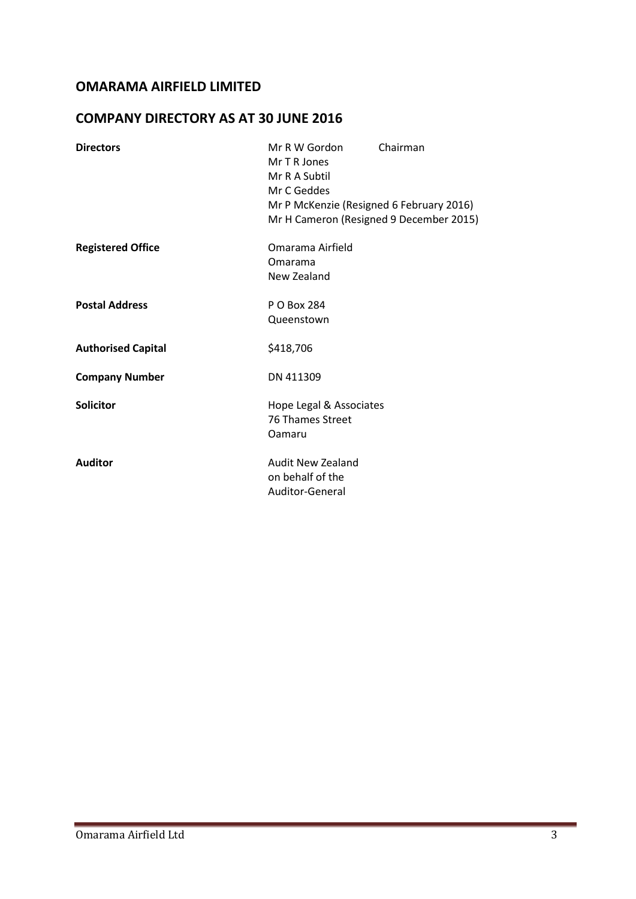# OMARAMA AIRFIELD LIMITED

## COMPANY DIRECTORY AS AT 30 JUNE 2016

| | |
|---|---|
| **Directors** | Mr R W Gordon Chairman<br>Mr T R Jones<br>Mr R A Subtil<br>Mr C Geddes<br>Mr P McKenzie (Resigned 6 February 2016)<br>Mr H Cameron (Resigned 9 December 2015) |
| **Registered Office** | Omarama Airfield<br>Omarama<br>New Zealand |
| **Postal Address** | P O Box 284<br>Queenstown |
| **Authorised Capital** | $418,706 |
| **Company Number** | DN 411309 |
| **Solicitor** | Hope Legal & Associates<br>76 Thames Street<br>Oamaru |
| **Auditor** | Audit New Zealand<br>on behalf of the<br>Auditor-General |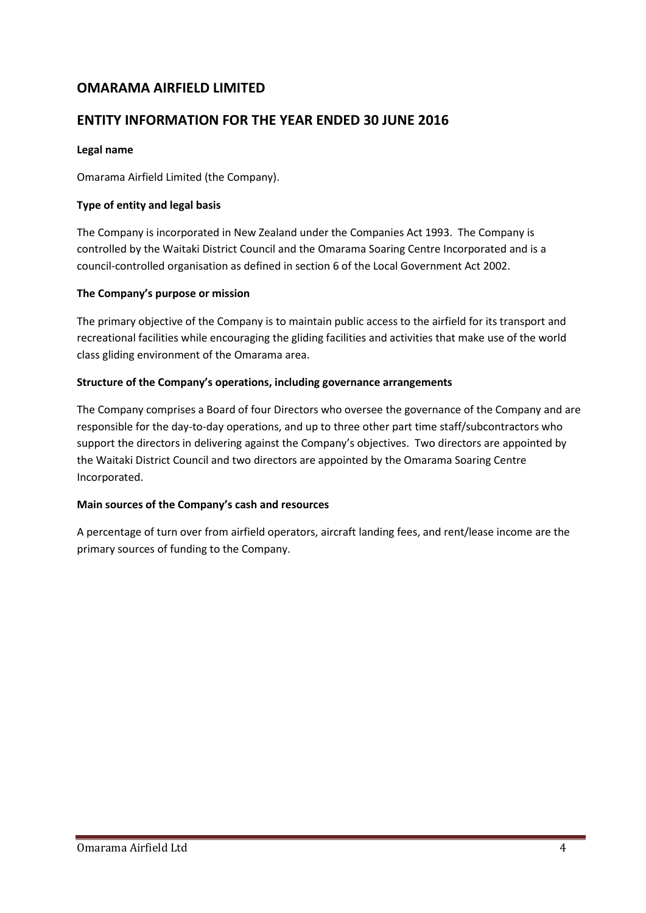# OMARAMA AIRFIELD LIMITED

# ENTITY INFORMATION FOR THE YEAR ENDED 30 JUNE 2016

**Legal name**

Omarama Airfield Limited (the Company).

**Type of entity and legal basis**

The Company is incorporated in New Zealand under the Companies Act 1993. The Company is controlled by the Waitaki District Council and the Omarama Soaring Centre Incorporated and is a council-controlled organisation as defined in section 6 of the Local Government Act 2002.

**The Company's purpose or mission**

The primary objective of the Company is to maintain public access to the airfield for its transport and recreational facilities while encouraging the gliding facilities and activities that make use of the world class gliding environment of the Omarama area.

**Structure of the Company's operations, including governance arrangements**

The Company comprises a Board of four Directors who oversee the governance of the Company and are responsible for the day-to-day operations, and up to three other part time staff/subcontractors who support the directors in delivering against the Company's objectives. Two directors are appointed by the Waitaki District Council and two directors are appointed by the Omarama Soaring Centre Incorporated.

**Main sources of the Company's cash and resources**

A percentage of turn over from airfield operators, aircraft landing fees, and rent/lease income are the primary sources of funding to the Company.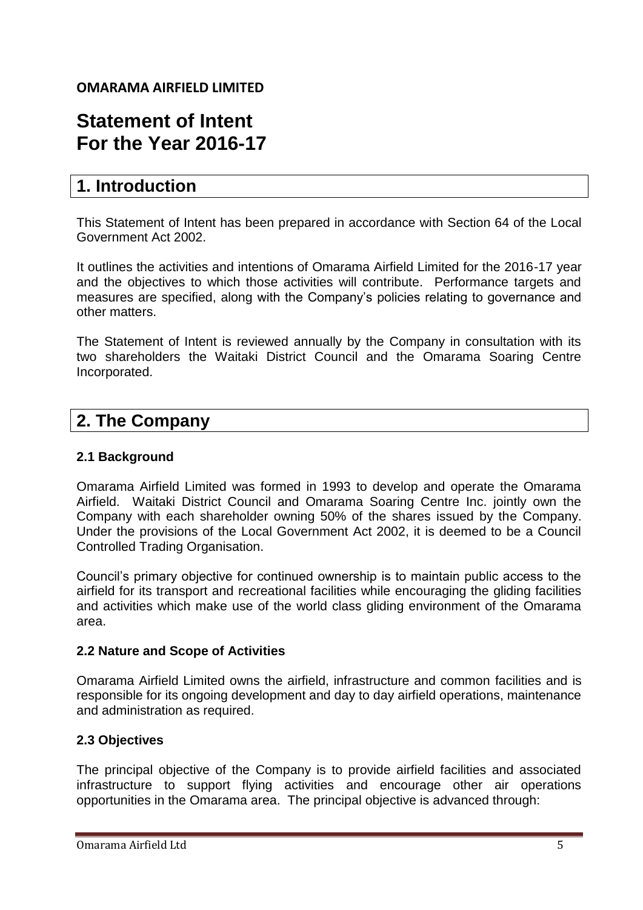**OMARAMA AIRFIELD LIMITED**

# Statement of Intent For the Year 2016-17

## 1. Introduction

This Statement of Intent has been prepared in accordance with Section 64 of the Local Government Act 2002.

It outlines the activities and intentions of Omarama Airfield Limited for the 2016-17 year and the objectives to which those activities will contribute. Performance targets and measures are specified, along with the Company's policies relating to governance and other matters.

The Statement of Intent is reviewed annually by the Company in consultation with its two shareholders the Waitaki District Council and the Omarama Soaring Centre Incorporated.

## 2. The Company

### 2.1 Background

Omarama Airfield Limited was formed in 1993 to develop and operate the Omarama Airfield. Waitaki District Council and Omarama Soaring Centre Inc. jointly own the Company with each shareholder owning 50% of the shares issued by the Company. Under the provisions of the Local Government Act 2002, it is deemed to be a Council Controlled Trading Organisation.

Council's primary objective for continued ownership is to maintain public access to the airfield for its transport and recreational facilities while encouraging the gliding facilities and activities which make use of the world class gliding environment of the Omarama area.

### 2.2 Nature and Scope of Activities

Omarama Airfield Limited owns the airfield, infrastructure and common facilities and is responsible for its ongoing development and day to day airfield operations, maintenance and administration as required.

### 2.3 Objectives

The principal objective of the Company is to provide airfield facilities and associated infrastructure to support flying activities and encourage other air operations opportunities in the Omarama area. The principal objective is advanced through: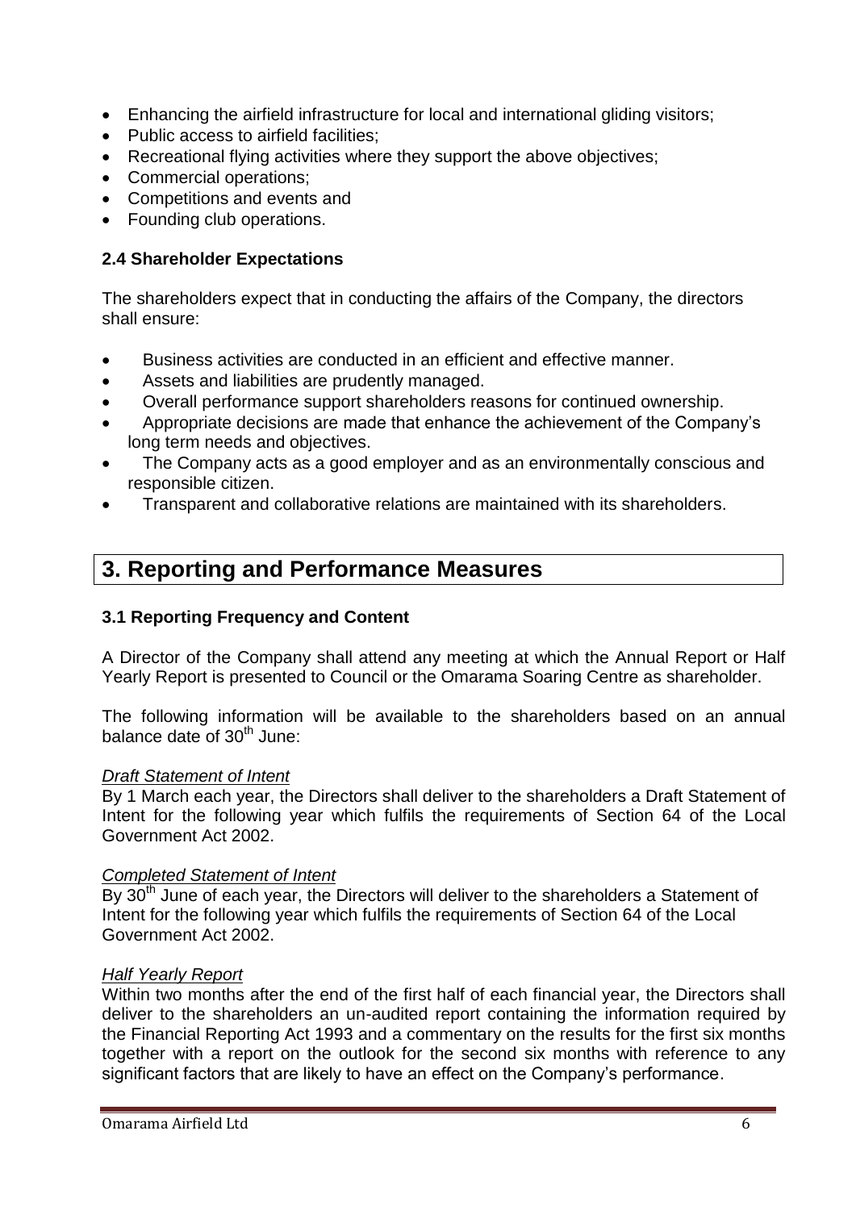- Enhancing the airfield infrastructure for local and international gliding visitors;
- Public access to airfield facilities;
- Recreational flying activities where they support the above objectives;
- Commercial operations;
- Competitions and events and
- Founding club operations.

### 2.4 Shareholder Expectations

The shareholders expect that in conducting the affairs of the Company, the directors shall ensure:

- Business activities are conducted in an efficient and effective manner.
- Assets and liabilities are prudently managed.
- Overall performance support shareholders reasons for continued ownership.
- Appropriate decisions are made that enhance the achievement of the Company's long term needs and objectives.
- The Company acts as a good employer and as an environmentally conscious and responsible citizen.
- Transparent and collaborative relations are maintained with its shareholders.

## 3. Reporting and Performance Measures

### 3.1 Reporting Frequency and Content

A Director of the Company shall attend any meeting at which the Annual Report or Half Yearly Report is presented to Council or the Omarama Soaring Centre as shareholder.

The following information will be available to the shareholders based on an annual balance date of 30th June:

*Draft Statement of Intent*
By 1 March each year, the Directors shall deliver to the shareholders a Draft Statement of Intent for the following year which fulfils the requirements of Section 64 of the Local Government Act 2002.

*Completed Statement of Intent*
By 30th June of each year, the Directors will deliver to the shareholders a Statement of Intent for the following year which fulfils the requirements of Section 64 of the Local Government Act 2002.

*Half Yearly Report*
Within two months after the end of the first half of each financial year, the Directors shall deliver to the shareholders an un-audited report containing the information required by the Financial Reporting Act 1993 and a commentary on the results for the first six months together with a report on the outlook for the second six months with reference to any significant factors that are likely to have an effect on the Company's performance.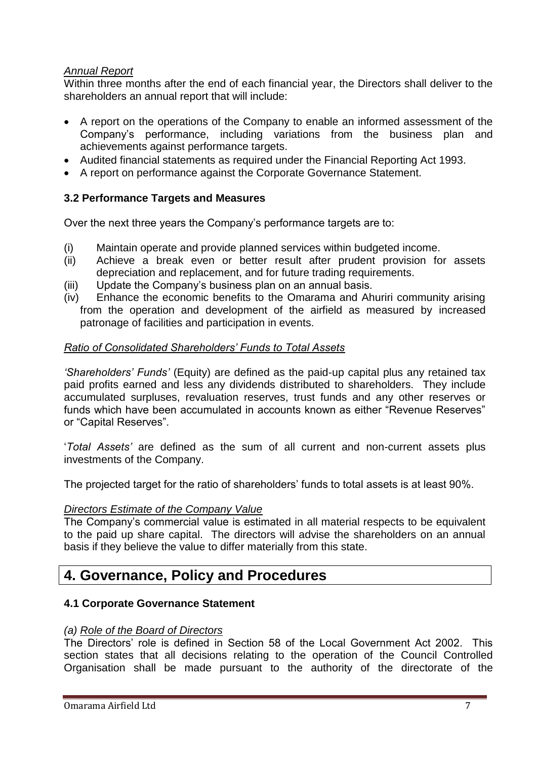*Annual Report*

Within three months after the end of each financial year, the Directors shall deliver to the shareholders an annual report that will include:

- A report on the operations of the Company to enable an informed assessment of the Company's performance, including variations from the business plan and achievements against performance targets.
- Audited financial statements as required under the Financial Reporting Act 1993.
- A report on performance against the Corporate Governance Statement.

### 3.2 Performance Targets and Measures

Over the next three years the Company's performance targets are to:

(i) Maintain operate and provide planned services within budgeted income.

(ii) Achieve a break even or better result after prudent provision for assets depreciation and replacement, and for future trading requirements.

(iii) Update the Company's business plan on an annual basis.

(iv) Enhance the economic benefits to the Omarama and Ahuriri community arising from the operation and development of the airfield as measured by increased patronage of facilities and participation in events.

*Ratio of Consolidated Shareholders' Funds to Total Assets*

*'Shareholders' Funds'* (Equity) are defined as the paid-up capital plus any retained tax paid profits earned and less any dividends distributed to shareholders. They include accumulated surpluses, revaluation reserves, trust funds and any other reserves or funds which have been accumulated in accounts known as either "Revenue Reserves" or "Capital Reserves".

'*Total Assets'* are defined as the sum of all current and non-current assets plus investments of the Company.

The projected target for the ratio of shareholders' funds to total assets is at least 90%.

*Directors Estimate of the Company Value*

The Company's commercial value is estimated in all material respects to be equivalent to the paid up share capital. The directors will advise the shareholders on an annual basis if they believe the value to differ materially from this state.

## 4. Governance, Policy and Procedures

### 4.1 Corporate Governance Statement

*(a) Role of the Board of Directors*

The Directors' role is defined in Section 58 of the Local Government Act 2002. This section states that all decisions relating to the operation of the Council Controlled Organisation shall be made pursuant to the authority of the directorate of the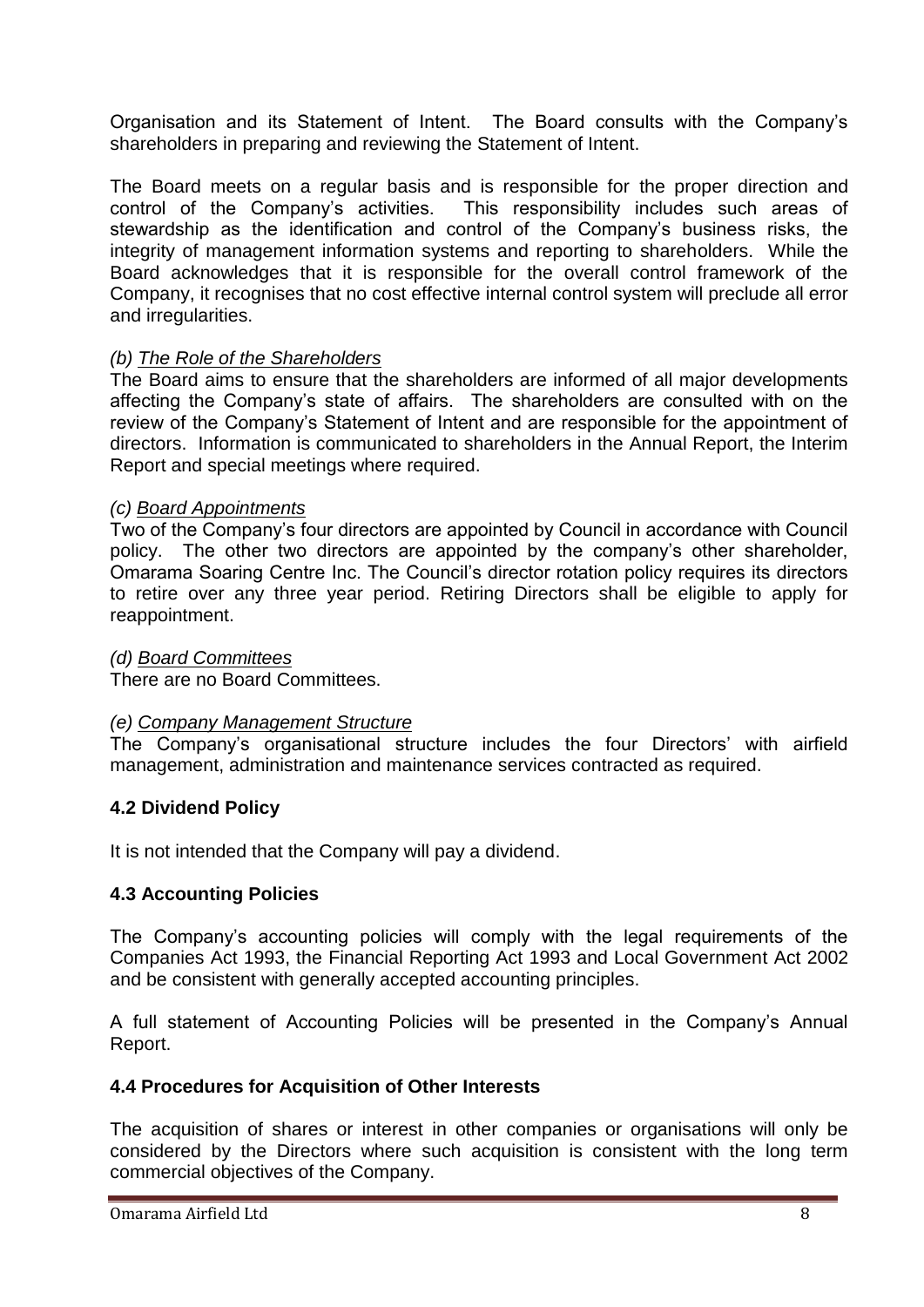Organisation and its Statement of Intent. The Board consults with the Company's shareholders in preparing and reviewing the Statement of Intent.

The Board meets on a regular basis and is responsible for the proper direction and control of the Company's activities. This responsibility includes such areas of stewardship as the identification and control of the Company's business risks, the integrity of management information systems and reporting to shareholders. While the Board acknowledges that it is responsible for the overall control framework of the Company, it recognises that no cost effective internal control system will preclude all error and irregularities.

*(b) The Role of the Shareholders*

The Board aims to ensure that the shareholders are informed of all major developments affecting the Company's state of affairs. The shareholders are consulted with on the review of the Company's Statement of Intent and are responsible for the appointment of directors. Information is communicated to shareholders in the Annual Report, the Interim Report and special meetings where required.

*(c) Board Appointments*

Two of the Company's four directors are appointed by Council in accordance with Council policy. The other two directors are appointed by the company's other shareholder, Omarama Soaring Centre Inc. The Council's director rotation policy requires its directors to retire over any three year period. Retiring Directors shall be eligible to apply for reappointment.

*(d) Board Committees*

There are no Board Committees.

*(e) Company Management Structure*

The Company's organisational structure includes the four Directors' with airfield management, administration and maintenance services contracted as required.

### 4.2 Dividend Policy

It is not intended that the Company will pay a dividend.

### 4.3 Accounting Policies

The Company's accounting policies will comply with the legal requirements of the Companies Act 1993, the Financial Reporting Act 1993 and Local Government Act 2002 and be consistent with generally accepted accounting principles.

A full statement of Accounting Policies will be presented in the Company's Annual Report.

### 4.4 Procedures for Acquisition of Other Interests

The acquisition of shares or interest in other companies or organisations will only be considered by the Directors where such acquisition is consistent with the long term commercial objectives of the Company.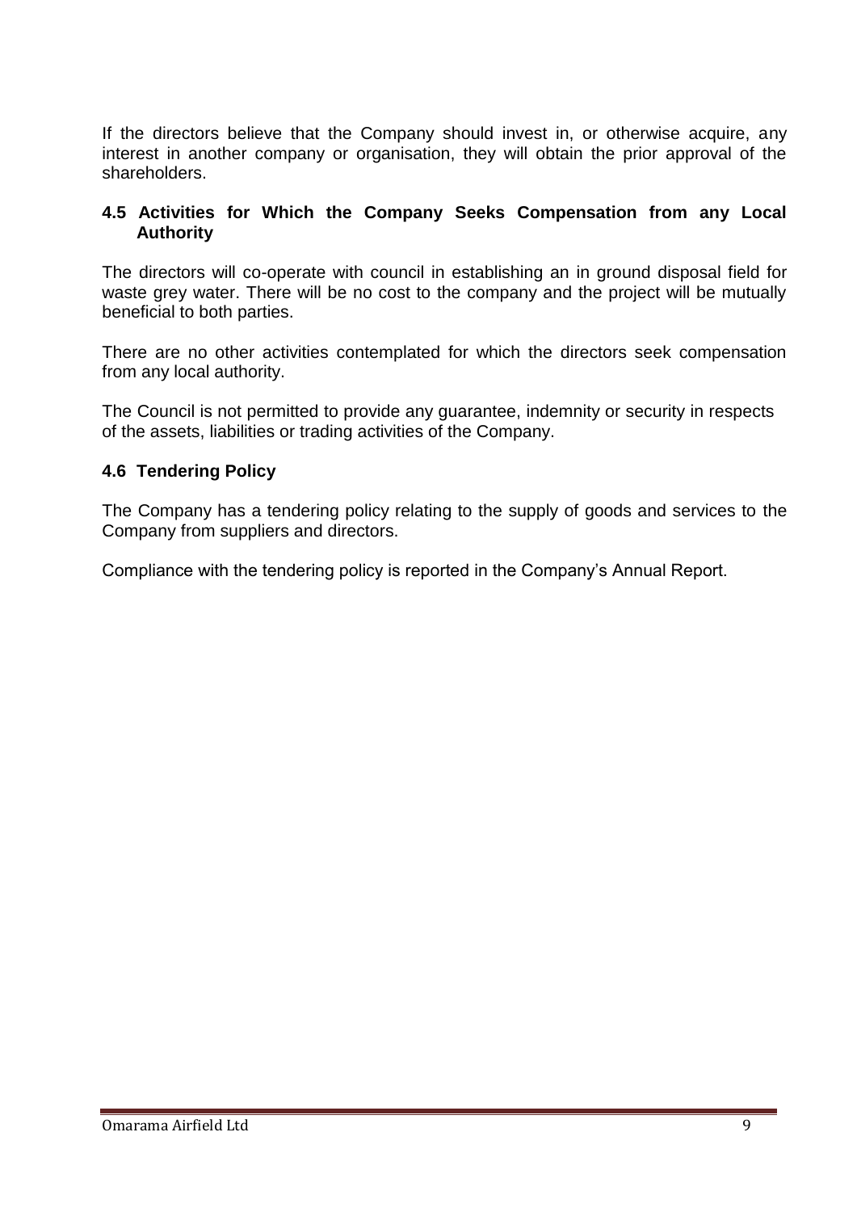If the directors believe that the Company should invest in, or otherwise acquire, any interest in another company or organisation, they will obtain the prior approval of the shareholders.

### 4.5 Activities for Which the Company Seeks Compensation from any Local Authority

The directors will co-operate with council in establishing an in ground disposal field for waste grey water. There will be no cost to the company and the project will be mutually beneficial to both parties.

There are no other activities contemplated for which the directors seek compensation from any local authority.

The Council is not permitted to provide any guarantee, indemnity or security in respects of the assets, liabilities or trading activities of the Company.

### 4.6 Tendering Policy

The Company has a tendering policy relating to the supply of goods and services to the Company from suppliers and directors.

Compliance with the tendering policy is reported in the Company's Annual Report.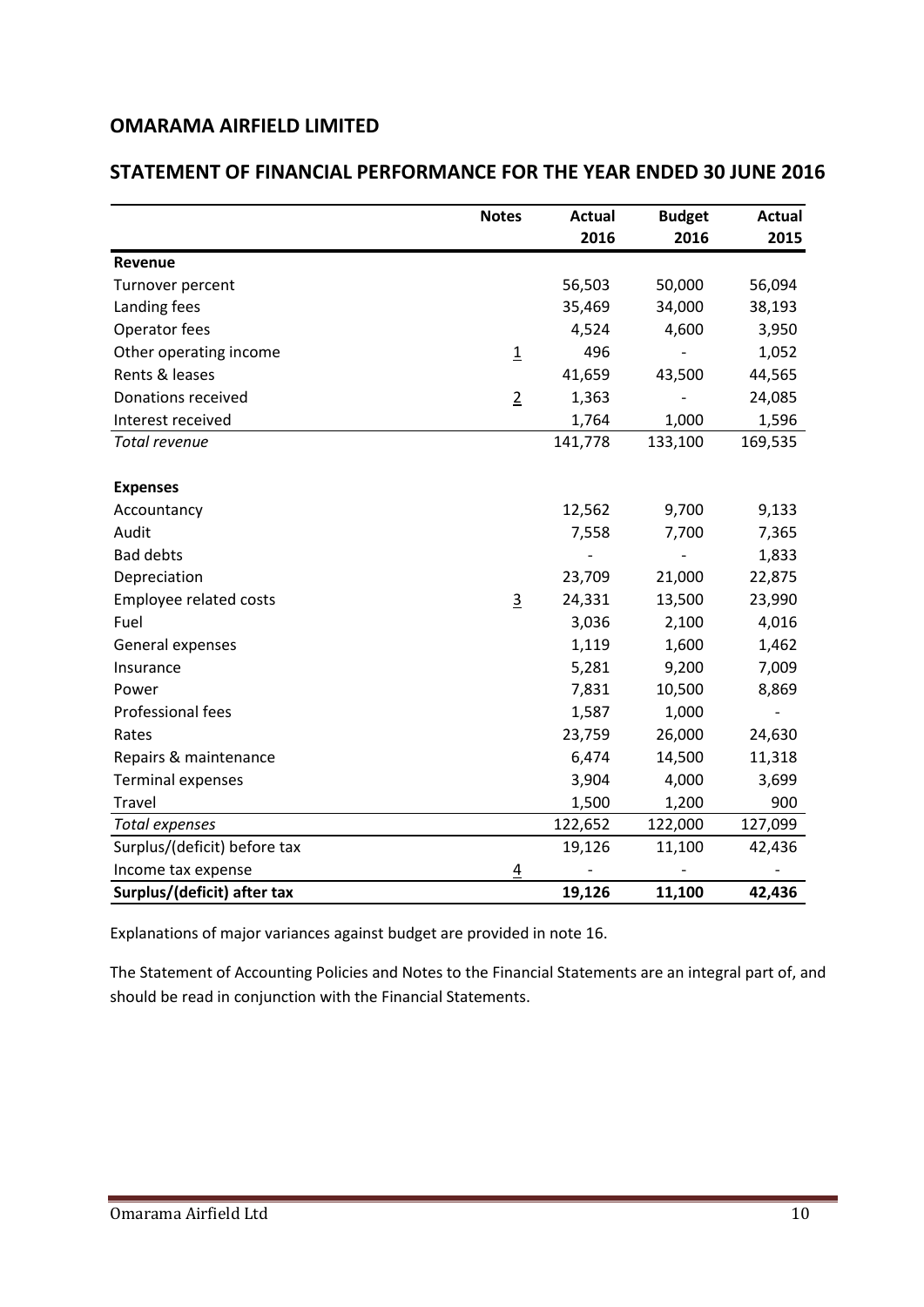# OMARAMA AIRFIELD LIMITED

## STATEMENT OF FINANCIAL PERFORMANCE FOR THE YEAR ENDED 30 JUNE 2016

| | Notes | Actual 2016 | Budget 2016 | Actual 2015 |
|---|---|---|---|---|
| **Revenue** | | | | |
| Turnover percent | | 56,503 | 50,000 | 56,094 |
| Landing fees | | 35,469 | 34,000 | 38,193 |
| Operator fees | | 4,524 | 4,600 | 3,950 |
| Other operating income | 1 | 496 | - | 1,052 |
| Rents & leases | | 41,659 | 43,500 | 44,565 |
| Donations received | 2 | 1,363 | - | 24,085 |
| Interest received | | 1,764 | 1,000 | 1,596 |
| *Total revenue* | | 141,778 | 133,100 | 169,535 |
| | | | | |
| **Expenses** | | | | |
| Accountancy | | 12,562 | 9,700 | 9,133 |
| Audit | | 7,558 | 7,700 | 7,365 |
| Bad debts | | - | - | 1,833 |
| Depreciation | | 23,709 | 21,000 | 22,875 |
| Employee related costs | 3 | 24,331 | 13,500 | 23,990 |
| Fuel | | 3,036 | 2,100 | 4,016 |
| General expenses | | 1,119 | 1,600 | 1,462 |
| Insurance | | 5,281 | 9,200 | 7,009 |
| Power | | 7,831 | 10,500 | 8,869 |
| Professional fees | | 1,587 | 1,000 | - |
| Rates | | 23,759 | 26,000 | 24,630 |
| Repairs & maintenance | | 6,474 | 14,500 | 11,318 |
| Terminal expenses | | 3,904 | 4,000 | 3,699 |
| Travel | | 1,500 | 1,200 | 900 |
| *Total expenses* | | 122,652 | 122,000 | 127,099 |
| Surplus/(deficit) before tax | | 19,126 | 11,100 | 42,436 |
| Income tax expense | 4 | - | - | - |
| **Surplus/(deficit) after tax** | | **19,126** | **11,100** | **42,436** |

Explanations of major variances against budget are provided in note 16.

The Statement of Accounting Policies and Notes to the Financial Statements are an integral part of, and should be read in conjunction with the Financial Statements.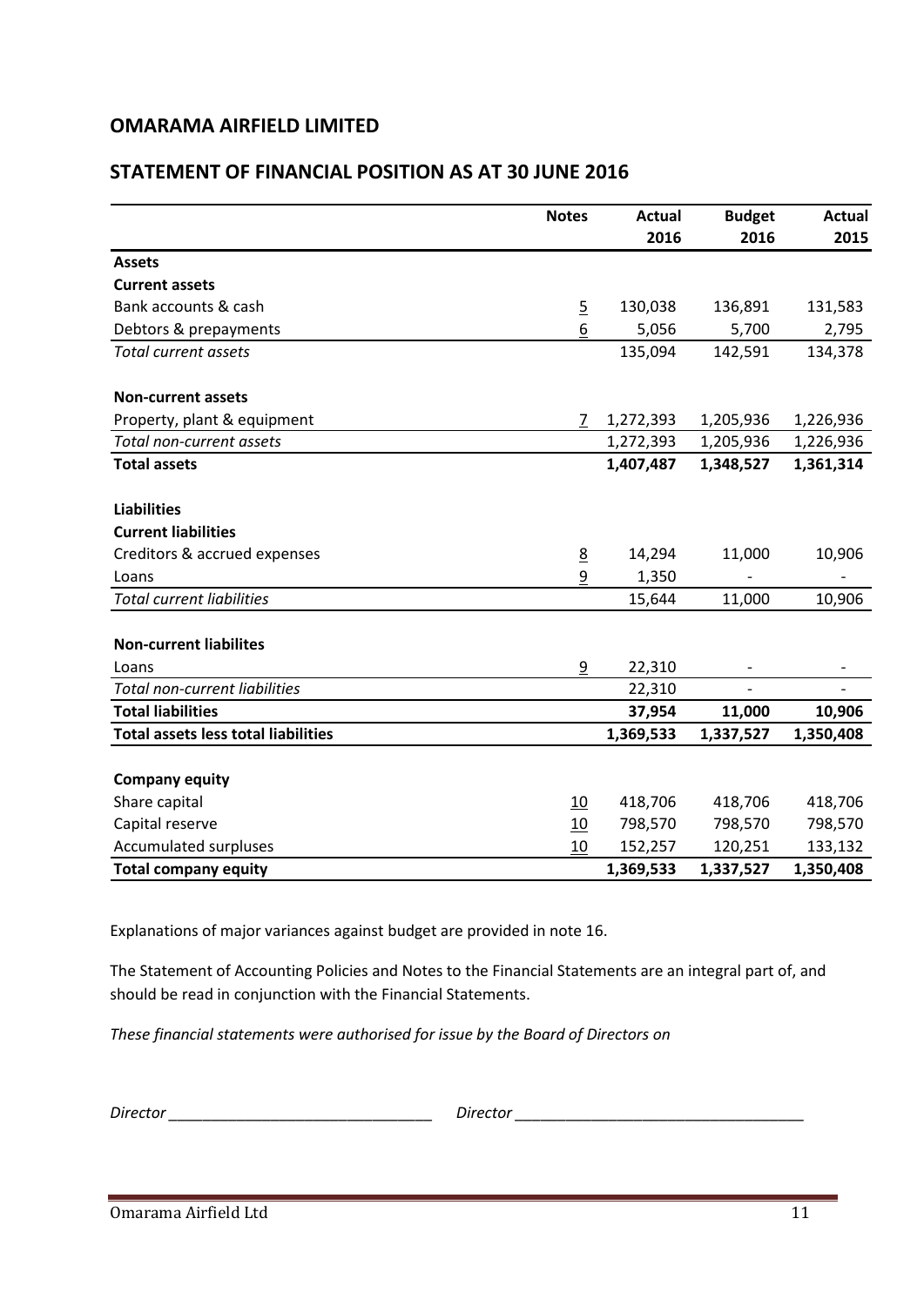## OMARAMA AIRFIELD LIMITED

## STATEMENT OF FINANCIAL POSITION AS AT 30 JUNE 2016

| | Notes | Actual 2016 | Budget 2016 | Actual 2015 |
|---|---|---|---|---|
| **Assets** | | | | |
| **Current assets** | | | | |
| Bank accounts & cash | 5 | 130,038 | 136,891 | 131,583 |
| Debtors & prepayments | 6 | 5,056 | 5,700 | 2,795 |
| *Total current assets* | | 135,094 | 142,591 | 134,378 |
| | | | | |
| **Non-current assets** | | | | |
| Property, plant & equipment | 7 | 1,272,393 | 1,205,936 | 1,226,936 |
| *Total non-current assets* | | 1,272,393 | 1,205,936 | 1,226,936 |
| **Total assets** | | **1,407,487** | **1,348,527** | **1,361,314** |
| | | | | |
| **Liabilities** | | | | |
| **Current liabilities** | | | | |
| Creditors & accrued expenses | 8 | 14,294 | 11,000 | 10,906 |
| Loans | 9 | 1,350 | - | - |
| *Total current liabilities* | | 15,644 | 11,000 | 10,906 |
| | | | | |
| **Non-current liabilites** | | | | |
| Loans | 9 | 22,310 | - | - |
| *Total non-current liabilities* | | 22,310 | - | - |
| **Total liabilities** | | **37,954** | **11,000** | **10,906** |
| **Total assets less total liabilities** | | **1,369,533** | **1,337,527** | **1,350,408** |
| | | | | |
| **Company equity** | | | | |
| Share capital | 10 | 418,706 | 418,706 | 418,706 |
| Capital reserve | 10 | 798,570 | 798,570 | 798,570 |
| Accumulated surpluses | 10 | 152,257 | 120,251 | 133,132 |
| **Total company equity** | | **1,369,533** | **1,337,527** | **1,350,408** |

Explanations of major variances against budget are provided in note 16.

The Statement of Accounting Policies and Notes to the Financial Statements are an integral part of, and should be read in conjunction with the Financial Statements.

*These financial statements were authorised for issue by the Board of Directors on*

*Director* \_\_\_\_\_\_\_\_\_\_\_\_\_\_\_\_\_\_\_\_\_\_\_\_\_\_\_\_\_\_ *Director* \_\_\_\_\_\_\_\_\_\_\_\_\_\_\_\_\_\_\_\_\_\_\_\_\_\_\_\_\_\_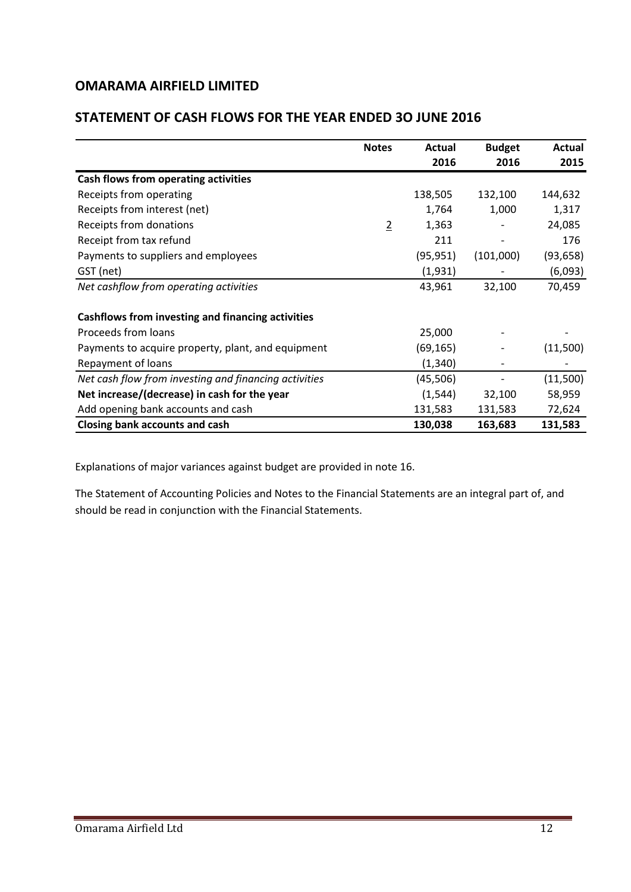## OMARAMA AIRFIELD LIMITED

## STATEMENT OF CASH FLOWS FOR THE YEAR ENDED 3O JUNE 2016

| | Notes | Actual 2016 | Budget 2016 | Actual 2015 |
|---|---|---|---|---|
| **Cash flows from operating activities** | | | | |
| Receipts from operating | | 138,505 | 132,100 | 144,632 |
| Receipts from interest (net) | | 1,764 | 1,000 | 1,317 |
| Receipts from donations | 2 | 1,363 | - | 24,085 |
| Receipt from tax refund | | 211 | - | 176 |
| Payments to suppliers and employees | | (95,951) | (101,000) | (93,658) |
| GST (net) | | (1,931) | - | (6,093) |
| *Net cashflow from operating activities* | | 43,961 | 32,100 | 70,459 |
| | | | | |
| **Cashflows from investing and financing activities** | | | | |
| Proceeds from loans | | 25,000 | - | - |
| Payments to acquire property, plant, and equipment | | (69,165) | - | (11,500) |
| Repayment of loans | | (1,340) | - | - |
| *Net cash flow from investing and financing activities* | | (45,506) | - | (11,500) |
| **Net increase/(decrease) in cash for the year** | | (1,544) | 32,100 | 58,959 |
| Add opening bank accounts and cash | | 131,583 | 131,583 | 72,624 |
| **Closing bank accounts and cash** | | **130,038** | **163,683** | **131,583** |

Explanations of major variances against budget are provided in note 16.

The Statement of Accounting Policies and Notes to the Financial Statements are an integral part of, and should be read in conjunction with the Financial Statements.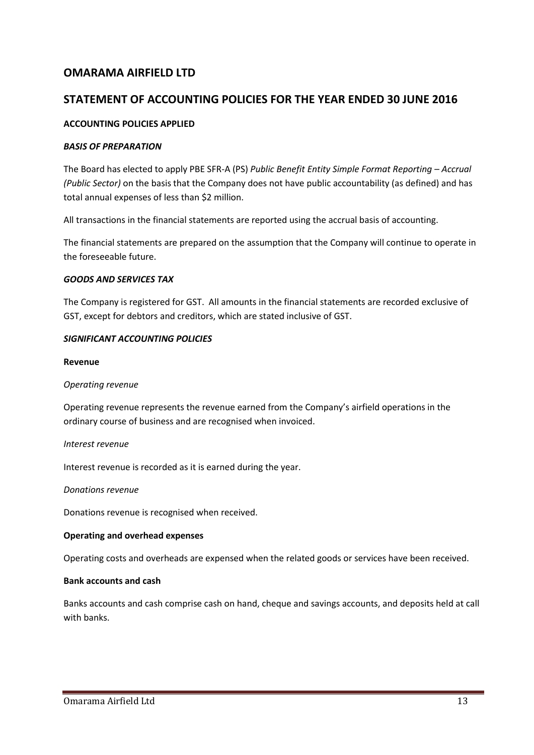# OMARAMA AIRFIELD LTD

# STATEMENT OF ACCOUNTING POLICIES FOR THE YEAR ENDED 30 JUNE 2016

**ACCOUNTING POLICIES APPLIED**

***BASIS OF PREPARATION***

The Board has elected to apply PBE SFR-A (PS) *Public Benefit Entity Simple Format Reporting – Accrual (Public Sector)* on the basis that the Company does not have public accountability (as defined) and has total annual expenses of less than $2 million.

All transactions in the financial statements are reported using the accrual basis of accounting.

The financial statements are prepared on the assumption that the Company will continue to operate in the foreseeable future.

***GOODS AND SERVICES TAX***

The Company is registered for GST. All amounts in the financial statements are recorded exclusive of GST, except for debtors and creditors, which are stated inclusive of GST.

***SIGNIFICANT ACCOUNTING POLICIES***

**Revenue**

*Operating revenue*

Operating revenue represents the revenue earned from the Company's airfield operations in the ordinary course of business and are recognised when invoiced.

*Interest revenue*

Interest revenue is recorded as it is earned during the year.

*Donations revenue*

Donations revenue is recognised when received.

**Operating and overhead expenses**

Operating costs and overheads are expensed when the related goods or services have been received.

**Bank accounts and cash**

Banks accounts and cash comprise cash on hand, cheque and savings accounts, and deposits held at call with banks.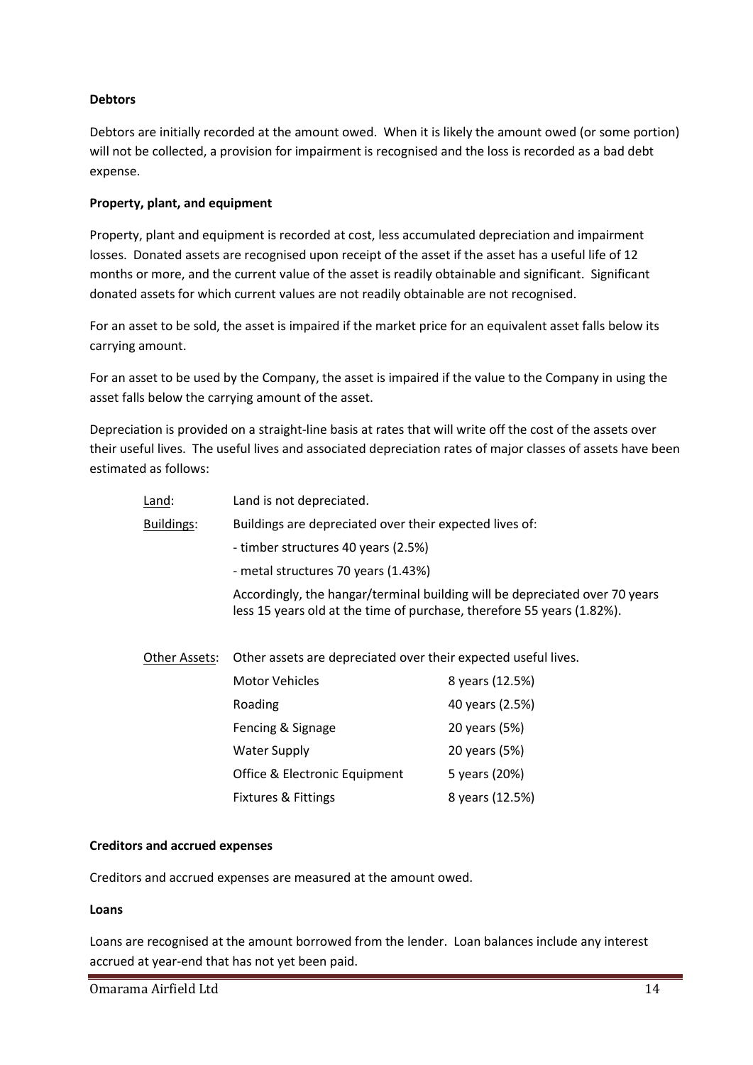**Debtors**

Debtors are initially recorded at the amount owed. When it is likely the amount owed (or some portion) will not be collected, a provision for impairment is recognised and the loss is recorded as a bad debt expense.

**Property, plant, and equipment**

Property, plant and equipment is recorded at cost, less accumulated depreciation and impairment losses. Donated assets are recognised upon receipt of the asset if the asset has a useful life of 12 months or more, and the current value of the asset is readily obtainable and significant. Significant donated assets for which current values are not readily obtainable are not recognised.

For an asset to be sold, the asset is impaired if the market price for an equivalent asset falls below its carrying amount.

For an asset to be used by the Company, the asset is impaired if the value to the Company in using the asset falls below the carrying amount of the asset.

Depreciation is provided on a straight-line basis at rates that will write off the cost of the assets over their useful lives. The useful lives and associated depreciation rates of major classes of assets have been estimated as follows:

Land: Land is not depreciated.

Buildings: Buildings are depreciated over their expected lives of:

- timber structures 40 years (2.5%)
- metal structures 70 years (1.43%)

Accordingly, the hangar/terminal building will be depreciated over 70 years less 15 years old at the time of purchase, therefore 55 years (1.82%).

Other Assets: Other assets are depreciated over their expected useful lives.

| Asset | Useful life |
|---|---|
| Motor Vehicles | 8 years (12.5%) |
| Roading | 40 years (2.5%) |
| Fencing & Signage | 20 years (5%) |
| Water Supply | 20 years (5%) |
| Office & Electronic Equipment | 5 years (20%) |
| Fixtures & Fittings | 8 years (12.5%) |

**Creditors and accrued expenses**

Creditors and accrued expenses are measured at the amount owed.

**Loans**

Loans are recognised at the amount borrowed from the lender. Loan balances include any interest accrued at year-end that has not yet been paid.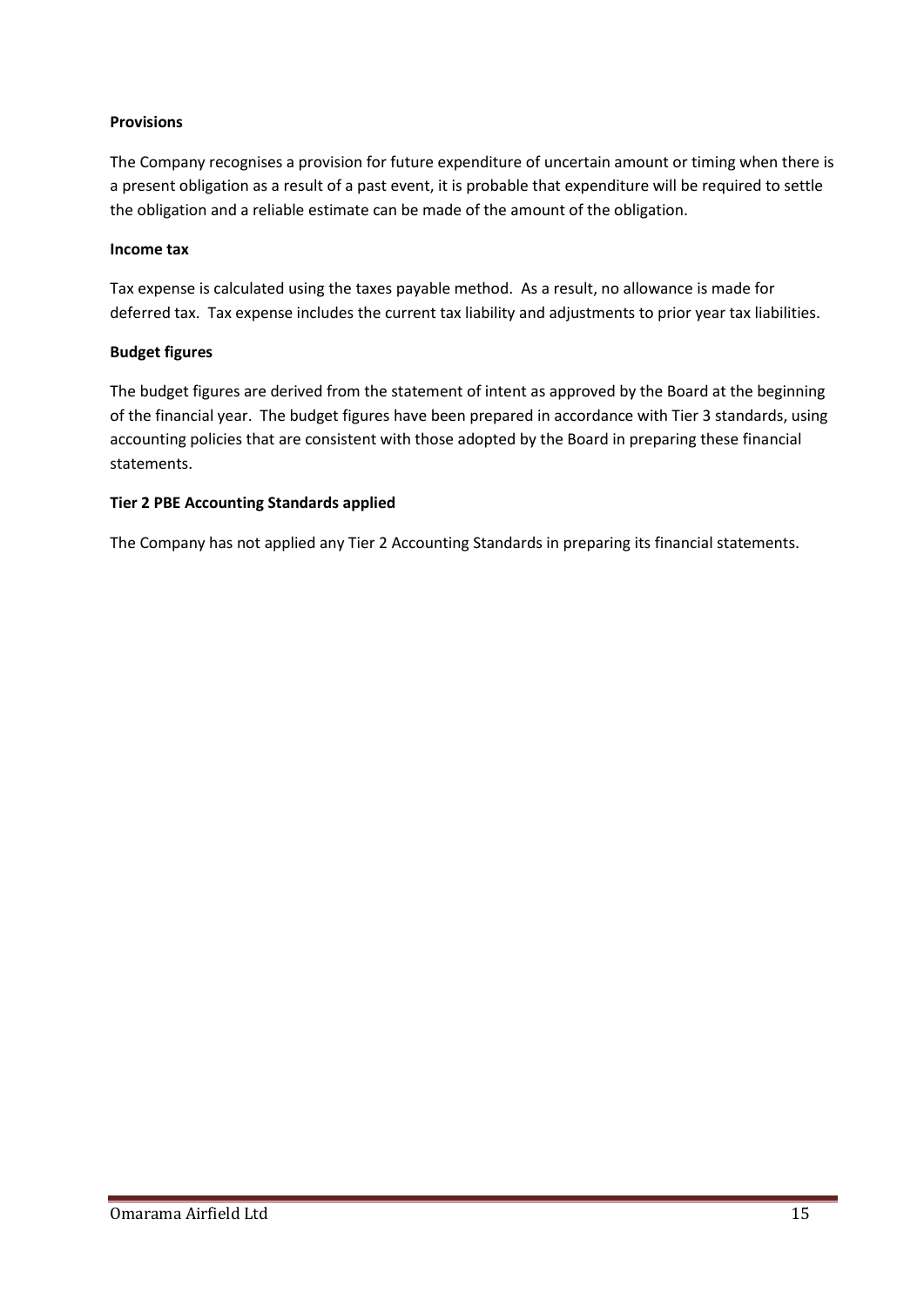**Provisions**

The Company recognises a provision for future expenditure of uncertain amount or timing when there is a present obligation as a result of a past event, it is probable that expenditure will be required to settle the obligation and a reliable estimate can be made of the amount of the obligation.

**Income tax**

Tax expense is calculated using the taxes payable method. As a result, no allowance is made for deferred tax. Tax expense includes the current tax liability and adjustments to prior year tax liabilities.

**Budget figures**

The budget figures are derived from the statement of intent as approved by the Board at the beginning of the financial year. The budget figures have been prepared in accordance with Tier 3 standards, using accounting policies that are consistent with those adopted by the Board in preparing these financial statements.

**Tier 2 PBE Accounting Standards applied**

The Company has not applied any Tier 2 Accounting Standards in preparing its financial statements.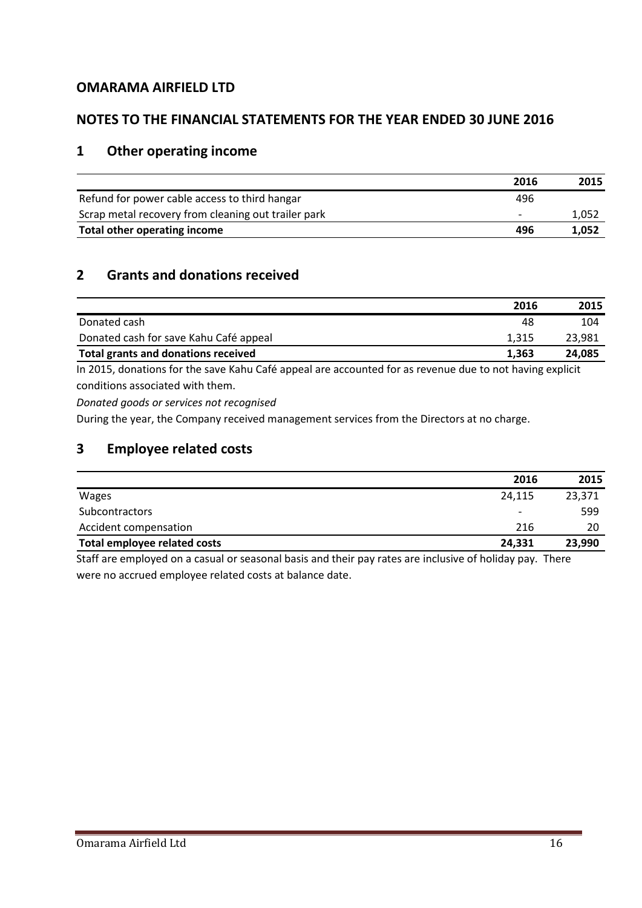## OMARAMA AIRFIELD LTD

## NOTES TO THE FINANCIAL STATEMENTS FOR THE YEAR ENDED 30 JUNE 2016

## 1 Other operating income

| | 2016 | 2015 |
|---|---|---|
| Refund for power cable access to third hangar | 496 | |
| Scrap metal recovery from cleaning out trailer park | - | 1,052 |
| **Total other operating income** | **496** | **1,052** |

## 2 Grants and donations received

| | 2016 | 2015 |
|---|---|---|
| Donated cash | 48 | 104 |
| Donated cash for save Kahu Café appeal | 1,315 | 23,981 |
| **Total grants and donations received** | **1,363** | **24,085** |

In 2015, donations for the save Kahu Café appeal are accounted for as revenue due to not having explicit conditions associated with them.

*Donated goods or services not recognised*

During the year, the Company received management services from the Directors at no charge.

## 3 Employee related costs

| | 2016 | 2015 |
|---|---|---|
| Wages | 24,115 | 23,371 |
| Subcontractors | - | 599 |
| Accident compensation | 216 | 20 |
| **Total employee related costs** | **24,331** | **23,990** |

Staff are employed on a casual or seasonal basis and their pay rates are inclusive of holiday pay. There were no accrued employee related costs at balance date.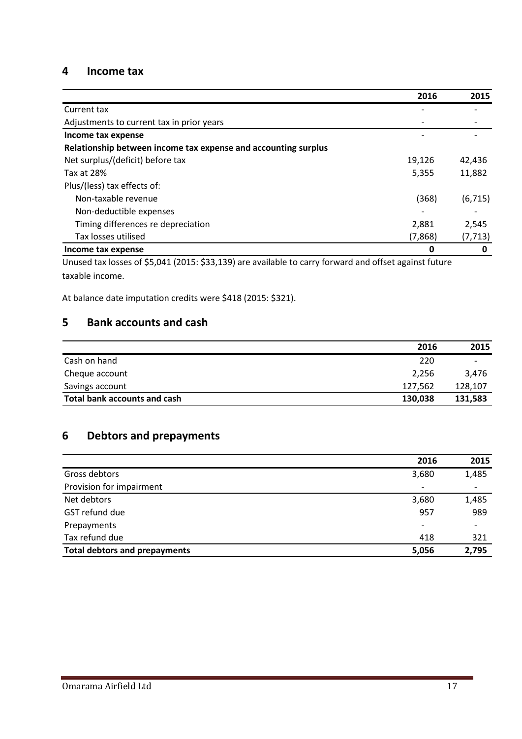## 4 Income tax

| | 2016 | 2015 |
|---|---|---|
| Current tax | - | - |
| Adjustments to current tax in prior years | - | - |
| **Income tax expense** | - | - |
| **Relationship between income tax expense and accounting surplus** | | |
| Net surplus/(deficit) before tax | 19,126 | 42,436 |
| Tax at 28% | 5,355 | 11,882 |
| Plus/(less) tax effects of: | | |
| Non-taxable revenue | (368) | (6,715) |
| Non-deductible expenses | - | - |
| Timing differences re depreciation | 2,881 | 2,545 |
| Tax losses utilised | (7,868) | (7,713) |
| **Income tax expense** | **0** | **0** |

Unused tax losses of $5,041 (2015: $33,139) are available to carry forward and offset against future taxable income.

At balance date imputation credits were $418 (2015: $321).

## 5 Bank accounts and cash

| | 2016 | 2015 |
|---|---|---|
| Cash on hand | 220 | - |
| Cheque account | 2,256 | 3,476 |
| Savings account | 127,562 | 128,107 |
| **Total bank accounts and cash** | **130,038** | **131,583** |

## 6 Debtors and prepayments

| | 2016 | 2015 |
|---|---|---|
| Gross debtors | 3,680 | 1,485 |
| Provision for impairment | - | - |
| Net debtors | 3,680 | 1,485 |
| GST refund due | 957 | 989 |
| Prepayments | - | - |
| Tax refund due | 418 | 321 |
| **Total debtors and prepayments** | **5,056** | **2,795** |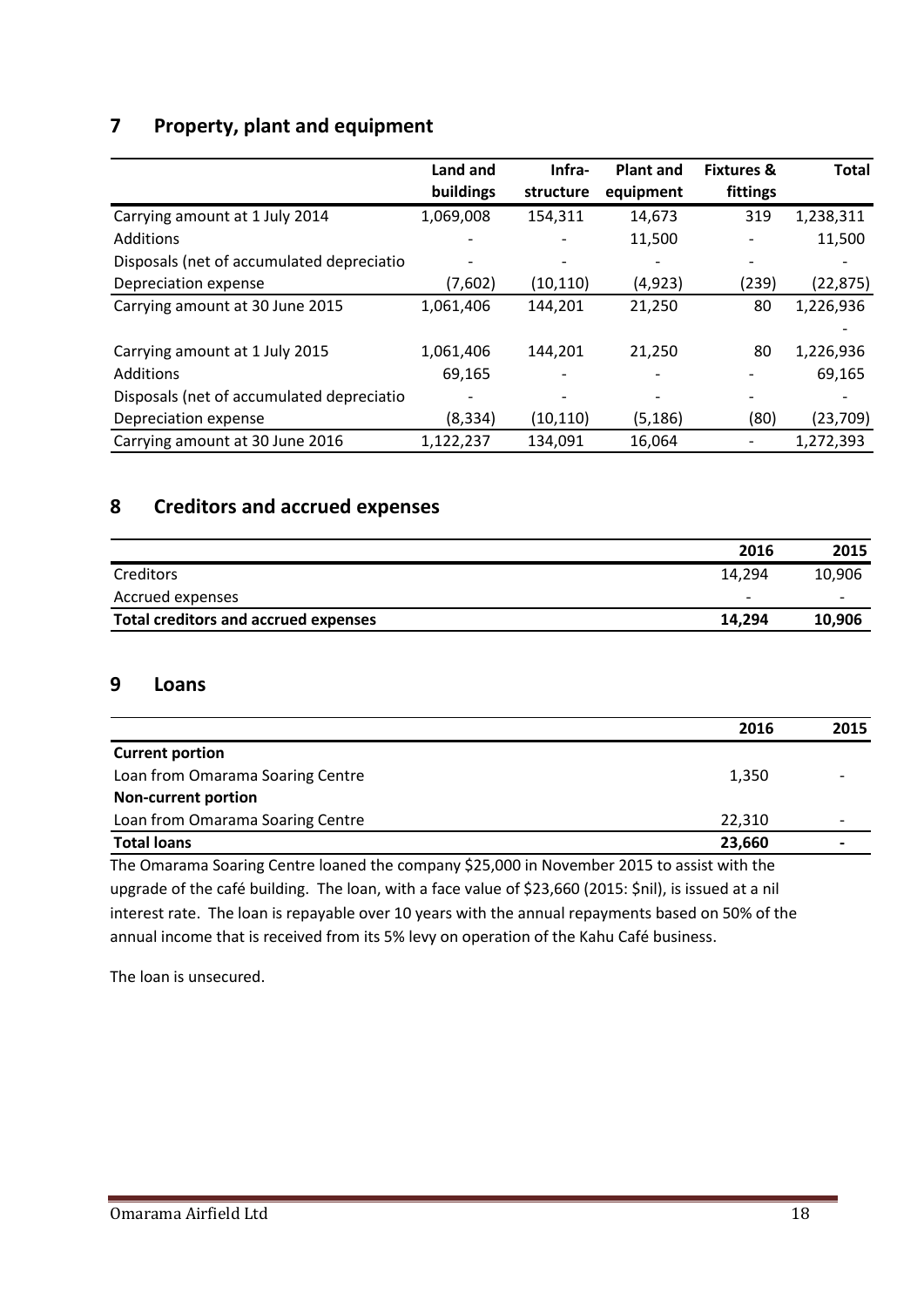## 7 Property, plant and equipment

| | Land and buildings | Infra-structure | Plant and equipment | Fixtures & fittings | Total |
|---|---|---|---|---|---|
| Carrying amount at 1 July 2014 | 1,069,008 | 154,311 | 14,673 | 319 | 1,238,311 |
| Additions | - | - | 11,500 | - | 11,500 |
| Disposals (net of accumulated depreciatio | - | - | - | - | - |
| Depreciation expense | (7,602) | (10,110) | (4,923) | (239) | (22,875) |
| Carrying amount at 30 June 2015 | 1,061,406 | 144,201 | 21,250 | 80 | 1,226,936 |
| | | | | | - |
| Carrying amount at 1 July 2015 | 1,061,406 | 144,201 | 21,250 | 80 | 1,226,936 |
| Additions | 69,165 | - | - | - | 69,165 |
| Disposals (net of accumulated depreciatio | - | - | - | - | - |
| Depreciation expense | (8,334) | (10,110) | (5,186) | (80) | (23,709) |
| Carrying amount at 30 June 2016 | 1,122,237 | 134,091 | 16,064 | - | 1,272,393 |

## 8 Creditors and accrued expenses

| | 2016 | 2015 |
|---|---|---|
| Creditors | 14,294 | 10,906 |
| Accrued expenses | - | - |
| **Total creditors and accrued expenses** | **14,294** | **10,906** |

## 9 Loans

| | 2016 | 2015 |
|---|---|---|
| **Current portion** | | |
| Loan from Omarama Soaring Centre | 1,350 | - |
| **Non-current portion** | | |
| Loan from Omarama Soaring Centre | 22,310 | - |
| **Total loans** | **23,660** | **-** |

The Omarama Soaring Centre loaned the company $25,000 in November 2015 to assist with the upgrade of the café building. The loan, with a face value of $23,660 (2015: $nil), is issued at a nil interest rate. The loan is repayable over 10 years with the annual repayments based on 50% of the annual income that is received from its 5% levy on operation of the Kahu Café business.

The loan is unsecured.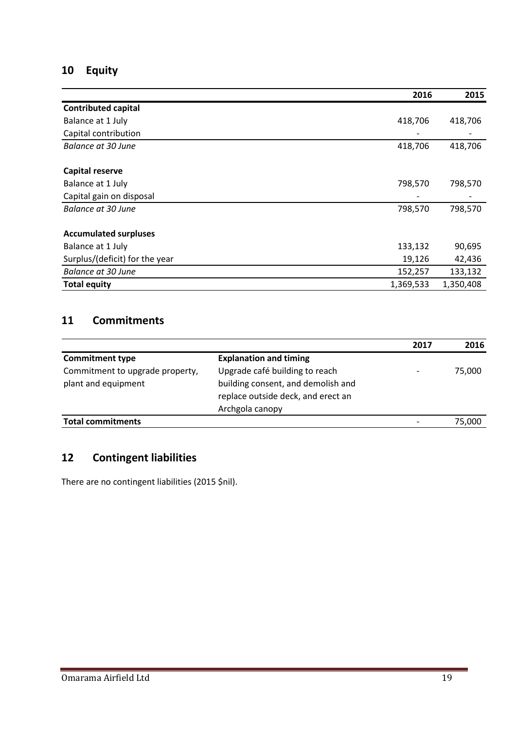## 10 Equity

| | 2016 | 2015 |
|---|---|---|
| **Contributed capital** | | |
| Balance at 1 July | 418,706 | 418,706 |
| Capital contribution | - | - |
| *Balance at 30 June* | 418,706 | 418,706 |
| | | |
| **Capital reserve** | | |
| Balance at 1 July | 798,570 | 798,570 |
| Capital gain on disposal | - | - |
| *Balance at 30 June* | 798,570 | 798,570 |
| | | |
| **Accumulated surpluses** | | |
| Balance at 1 July | 133,132 | 90,695 |
| Surplus/(deficit) for the year | 19,126 | 42,436 |
| *Balance at 30 June* | 152,257 | 133,132 |
| **Total equity** | 1,369,533 | 1,350,408 |

## 11 Commitments

| | | 2017 | 2016 |
|---|---|---|---|
| **Commitment type** | **Explanation and timing** | | |
| Commitment to upgrade property, plant and equipment | Upgrade café building to reach building consent, and demolish and replace outside deck, and erect an Archgola canopy | - | 75,000 |
| **Total commitments** | | - | 75,000 |

## 12 Contingent liabilities

There are no contingent liabilities (2015 $nil).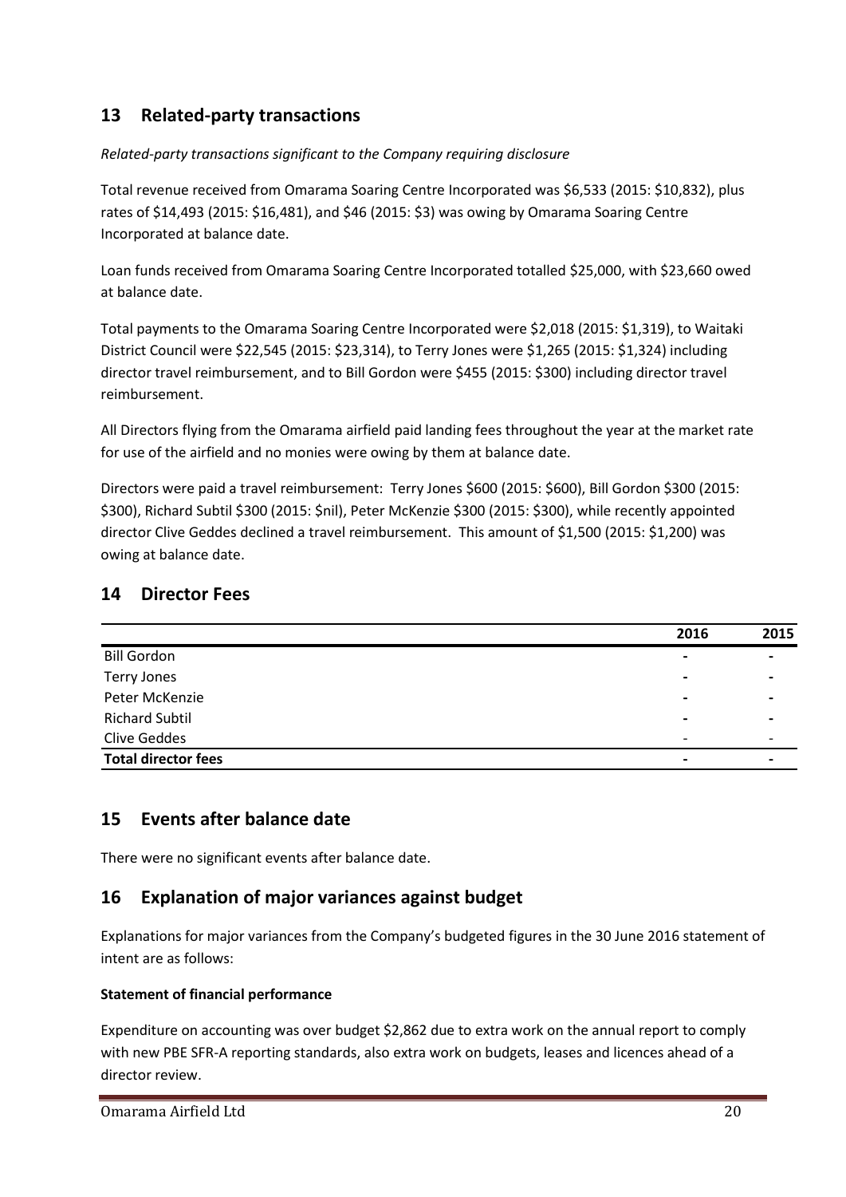## 13 Related-party transactions

*Related-party transactions significant to the Company requiring disclosure*

Total revenue received from Omarama Soaring Centre Incorporated was $6,533 (2015: $10,832), plus rates of $14,493 (2015: $16,481), and $46 (2015: $3) was owing by Omarama Soaring Centre Incorporated at balance date.

Loan funds received from Omarama Soaring Centre Incorporated totalled $25,000, with $23,660 owed at balance date.

Total payments to the Omarama Soaring Centre Incorporated were $2,018 (2015: $1,319), to Waitaki District Council were $22,545 (2015: $23,314), to Terry Jones were $1,265 (2015: $1,324) including director travel reimbursement, and to Bill Gordon were $455 (2015: $300) including director travel reimbursement.

All Directors flying from the Omarama airfield paid landing fees throughout the year at the market rate for use of the airfield and no monies were owing by them at balance date.

Directors were paid a travel reimbursement: Terry Jones $600 (2015: $600), Bill Gordon $300 (2015: $300), Richard Subtil $300 (2015: $nil), Peter McKenzie $300 (2015: $300), while recently appointed director Clive Geddes declined a travel reimbursement. This amount of $1,500 (2015: $1,200) was owing at balance date.

## 14 Director Fees

| | 2016 | 2015 |
|---|---|---|
| Bill Gordon | - | - |
| Terry Jones | - | - |
| Peter McKenzie | - | - |
| Richard Subtil | - | - |
| Clive Geddes | - | - |
| **Total director fees** | **-** | **-** |

## 15 Events after balance date

There were no significant events after balance date.

## 16 Explanation of major variances against budget

Explanations for major variances from the Company's budgeted figures in the 30 June 2016 statement of intent are as follows:

**Statement of financial performance**

Expenditure on accounting was over budget $2,862 due to extra work on the annual report to comply with new PBE SFR-A reporting standards, also extra work on budgets, leases and licences ahead of a director review.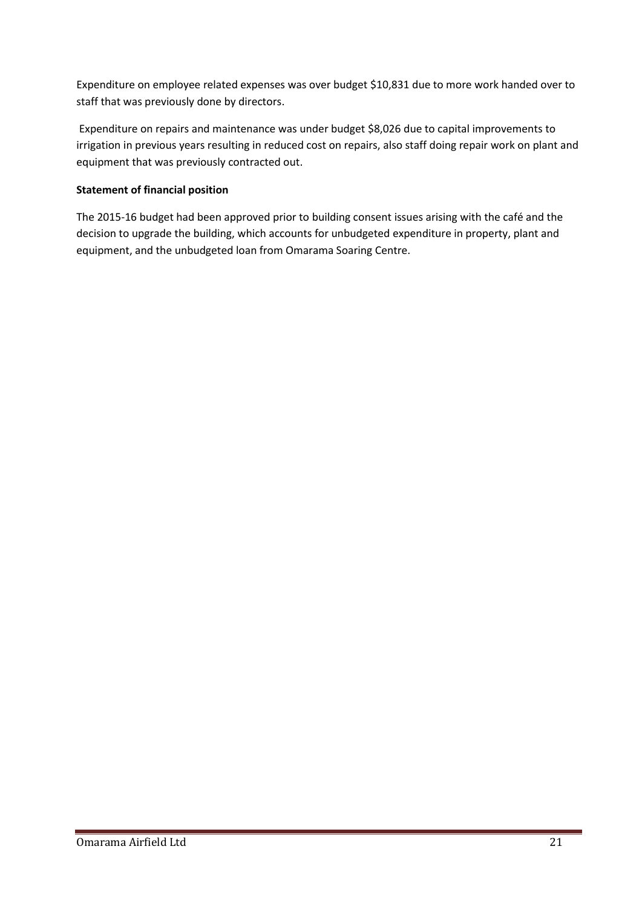Expenditure on employee related expenses was over budget $10,831 due to more work handed over to staff that was previously done by directors.

Expenditure on repairs and maintenance was under budget $8,026 due to capital improvements to irrigation in previous years resulting in reduced cost on repairs, also staff doing repair work on plant and equipment that was previously contracted out.

**Statement of financial position**

The 2015-16 budget had been approved prior to building consent issues arising with the café and the decision to upgrade the building, which accounts for unbudgeted expenditure in property, plant and equipment, and the unbudgeted loan from Omarama Soaring Centre.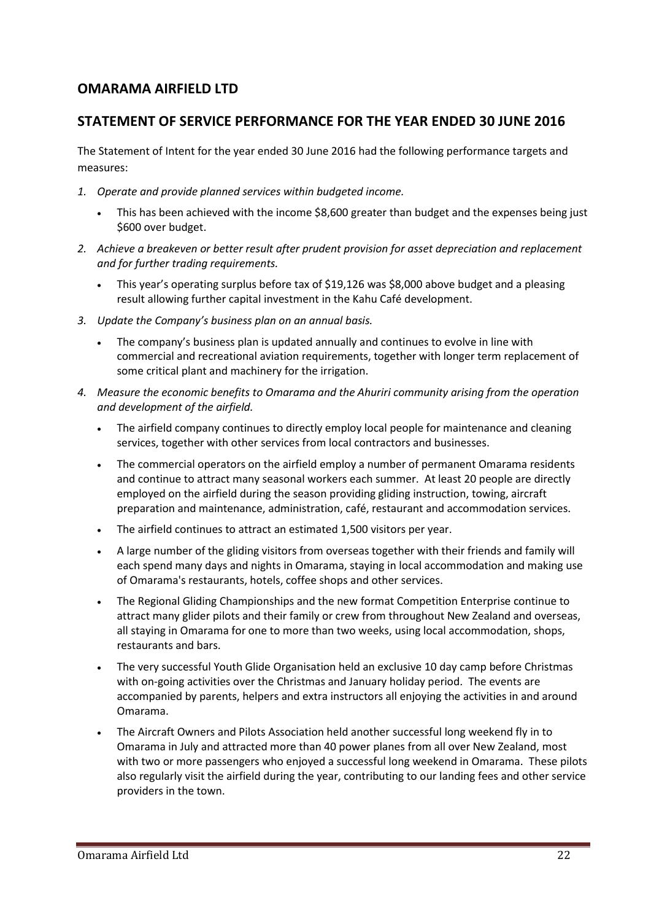## OMARAMA AIRFIELD LTD

## STATEMENT OF SERVICE PERFORMANCE FOR THE YEAR ENDED 30 JUNE 2016

The Statement of Intent for the year ended 30 June 2016 had the following performance targets and measures:

1. *Operate and provide planned services within budgeted income.*
   - This has been achieved with the income $8,600 greater than budget and the expenses being just $600 over budget.
2. *Achieve a breakeven or better result after prudent provision for asset depreciation and replacement and for further trading requirements.*
   - This year's operating surplus before tax of $19,126 was $8,000 above budget and a pleasing result allowing further capital investment in the Kahu Café development.
3. *Update the Company's business plan on an annual basis.*
   - The company's business plan is updated annually and continues to evolve in line with commercial and recreational aviation requirements, together with longer term replacement of some critical plant and machinery for the irrigation.
4. *Measure the economic benefits to Omarama and the Ahuriri community arising from the operation and development of the airfield.*
   - The airfield company continues to directly employ local people for maintenance and cleaning services, together with other services from local contractors and businesses.
   - The commercial operators on the airfield employ a number of permanent Omarama residents and continue to attract many seasonal workers each summer. At least 20 people are directly employed on the airfield during the season providing gliding instruction, towing, aircraft preparation and maintenance, administration, café, restaurant and accommodation services.
   - The airfield continues to attract an estimated 1,500 visitors per year.
   - A large number of the gliding visitors from overseas together with their friends and family will each spend many days and nights in Omarama, staying in local accommodation and making use of Omarama's restaurants, hotels, coffee shops and other services.
   - The Regional Gliding Championships and the new format Competition Enterprise continue to attract many glider pilots and their family or crew from throughout New Zealand and overseas, all staying in Omarama for one to more than two weeks, using local accommodation, shops, restaurants and bars.
   - The very successful Youth Glide Organisation held an exclusive 10 day camp before Christmas with on-going activities over the Christmas and January holiday period. The events are accompanied by parents, helpers and extra instructors all enjoying the activities in and around Omarama.
   - The Aircraft Owners and Pilots Association held another successful long weekend fly in to Omarama in July and attracted more than 40 power planes from all over New Zealand, most with two or more passengers who enjoyed a successful long weekend in Omarama. These pilots also regularly visit the airfield during the year, contributing to our landing fees and other service providers in the town.